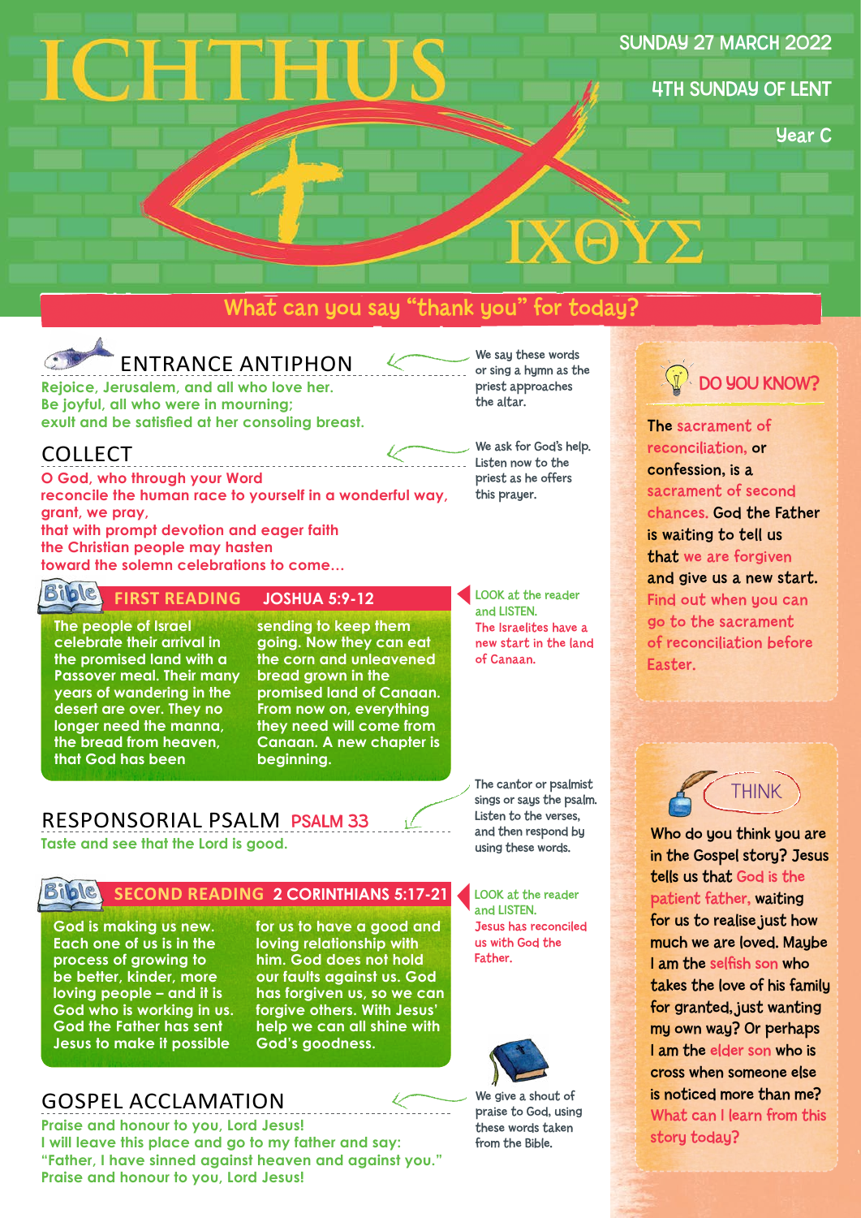# ICHTHUS

ΙΧΘΥΣ

SUNDAY 27 MARCH 2022

4TH SUNDAY OF LENT

Year C

## What can you say "thank you" for today?

## ENTRANCE ANTIPHON

Rejoice, Jerusalem, and all who love her.
Be joyful, all who were in mourning;
exult and be satisfied at her consoling breast.

We say these words or sing a hymn as the priest approaches the altar.

## COLLECT

O God, who through your Word
reconcile the human race to yourself in a wonderful way,
grant, we pray,
that with prompt devotion and eager faith
the Christian people may hasten
toward the solemn celebrations to come…

We ask for God's help. Listen now to the priest as he offers this prayer.

## FIRST READING JOSHUA 5:9-12

The people of Israel celebrate their arrival in the promised land with a Passover meal. Their many years of wandering in the desert are over. They no longer need the manna, the bread from heaven, that God has been sending to keep them going. Now they can eat the corn and unleavened bread grown in the promised land of Canaan. From now on, everything they need will come from Canaan. A new chapter is beginning.

LOOK at the reader and LISTEN.
The Israelites have a new start in the land of Canaan.

## RESPONSORIAL PSALM PSALM 33

Taste and see that the Lord is good.

The cantor or psalmist sings or says the psalm. Listen to the verses, and then respond by using these words.

## SECOND READING 2 CORINTHIANS 5:17-21

God is making us new. Each one of us is in the process of growing to be better, kinder, more loving people – and it is God who is working in us. God the Father has sent Jesus to make it possible for us to have a good and loving relationship with him. God does not hold our faults against us. God has forgiven us, so we can forgive others. With Jesus' help we can all shine with God's goodness.

LOOK at the reader and LISTEN.
Jesus has reconciled us with God the Father.

## GOSPEL ACCLAMATION

Praise and honour to you, Lord Jesus!
I will leave this place and go to my father and say:
"Father, I have sinned against heaven and against you."
Praise and honour to you, Lord Jesus!

We give a shout of praise to God, using these words taken from the Bible.

## DO YOU KNOW?

The sacrament of reconciliation, or confession, is a sacrament of second chances. God the Father is waiting to tell us that we are forgiven and give us a new start. Find out when you can go to the sacrament of reconciliation before Easter.

## THINK

Who do you think you are in the Gospel story? Jesus tells us that God is the patient father, waiting for us to realise just how much we are loved. Maybe I am the selfish son who takes the love of his family for granted, just wanting my own way? Or perhaps I am the elder son who is cross when someone else is noticed more than me? What can I learn from this story today?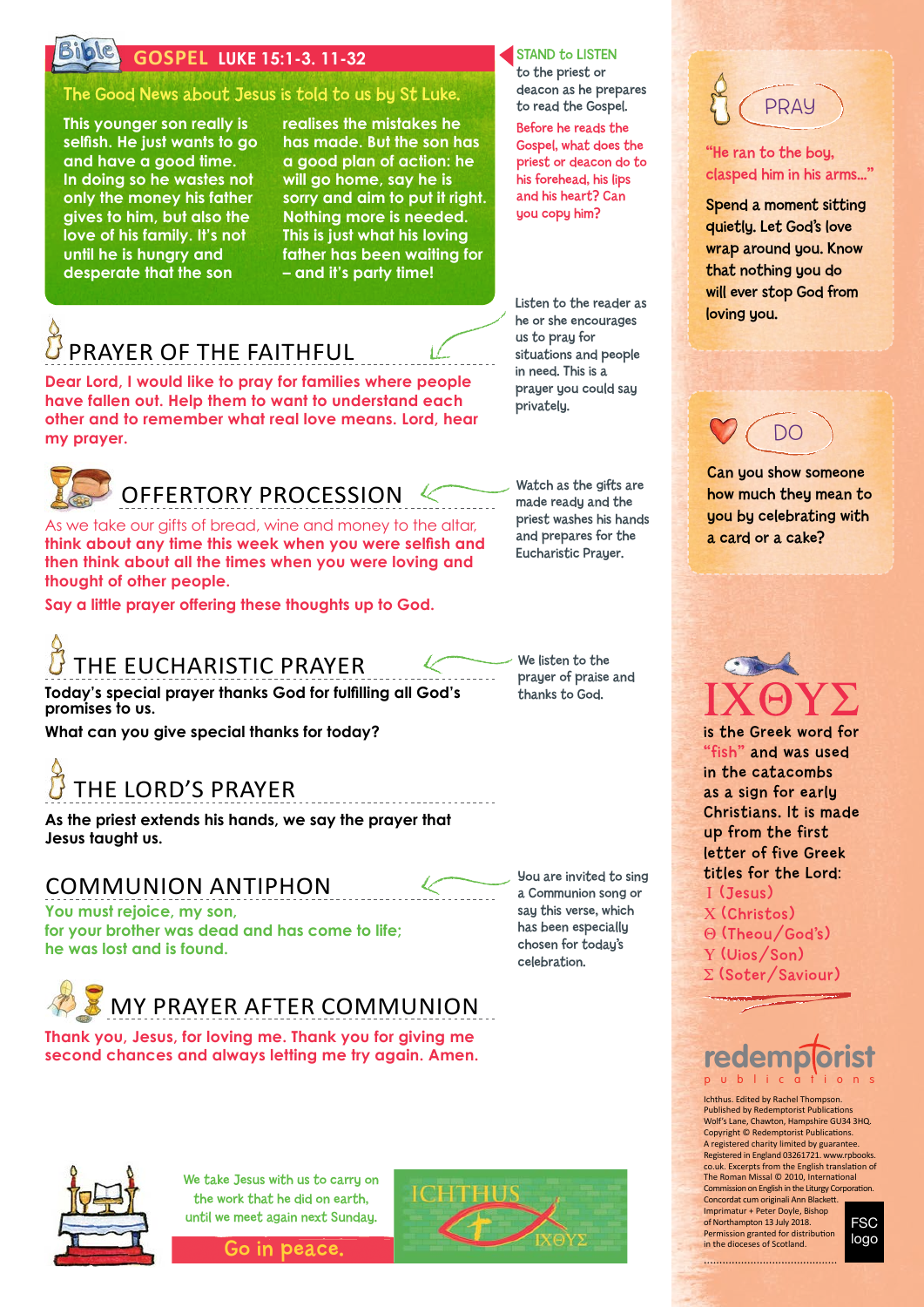## GOSPEL LUKE 15:1-3. 11-32

The Good News about Jesus is told to us by St Luke.

This younger son really is selfish. He just wants to go and have a good time. In doing so he wastes not only the money his father gives to him, but also the love of his family. It's not until he is hungry and desperate that the son realises the mistakes he has made. But the son has a good plan of action: he will go home, say he is sorry and aim to put it right. Nothing more is needed. This is just what his loving father has been waiting for – and it's party time!

STAND to LISTEN to the priest or deacon as he prepares to read the Gospel.

Before he reads the Gospel, what does the priest or deacon do to his forehead, his lips and his heart? Can you copy him?

## PRAYER OF THE FAITHFUL

Dear Lord, I would like to pray for families where people have fallen out. Help them to want to understand each other and to remember what real love means. Lord, hear my prayer.

Listen to the reader as he or she encourages us to pray for situations and people in need. This is a prayer you could say privately.

## OFFERTORY PROCESSION

As we take our gifts of bread, wine and money to the altar, **think about any time this week when you were selfish and then think about all the times when you were loving and thought of other people.**

**Say a little prayer offering these thoughts up to God.**

Watch as the gifts are made ready and the priest washes his hands and prepares for the Eucharistic Prayer.

## THE EUCHARISTIC PRAYER

**Today's special prayer thanks God for fulfilling all God's promises to us.**

**What can you give special thanks for today?**

We listen to the prayer of praise and thanks to God.

## THE LORD'S PRAYER

**As the priest extends his hands, we say the prayer that Jesus taught us.**

## COMMUNION ANTIPHON

You must rejoice, my son,
for your brother was dead and has come to life;
he was lost and is found.

You are invited to sing a Communion song or say this verse, which has been especially chosen for today's celebration.

## MY PRAYER AFTER COMMUNION

Thank you, Jesus, for loving me. Thank you for giving me second chances and always letting me try again. Amen.

We take Jesus with us to carry on the work that he did on earth, until we meet again next Sunday.

**Go in peace.**

ICHTHUS

ΙΧΘΥΣ

## PRAY

"He ran to the boy, clasped him in his arms..."

Spend a moment sitting quietly. Let God's love wrap around you. Know that nothing you do will ever stop God from loving you.

## DO

Can you show someone how much they mean to you by celebrating with a card or a cake?

## ΙΧΘΥΣ

is the Greek word for "fish" and was used in the catacombs as a sign for early Christians. It is made up from the first letter of five Greek titles for the Lord:

Ι (Jesus)
Χ (Christos)
Θ (Theou/God's)
Υ (Uios/Son)
Σ (Soter/Saviour)

redemptorist publications

Ichthus. Edited by Rachel Thompson. Published by Redemptorist Publications Wolf's Lane, Chawton, Hampshire GU34 3HQ. Copyright © Redemptorist Publications. A registered charity limited by guarantee. Registered in England 03261721. www.rpbooks.co.uk. Excerpts from the English translation of The Roman Missal © 2010, International Commission on English in the Liturgy Corporation. Concordat cum originali Ann Blackett. Imprimatur + Peter Doyle, Bishop of Northampton 13 July 2018. Permission granted for distribution in the dioceses of Scotland.

FSC logo